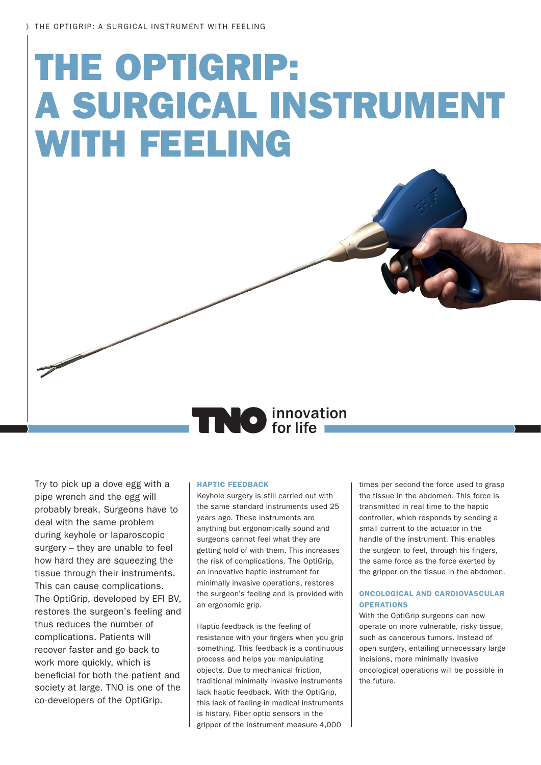# THE OPTIGRIP: A SURGICAL INSTRUMENT WITH FEELING

Try to pick up a dove egg with a pipe wrench and the egg will probably break. Surgeons have to deal with the same problem during keyhole or laparoscopic surgery – they are unable to feel how hard they are squeezing the tissue through their instruments. This can cause complications. The OptiGrip, developed by EFI BV, restores the surgeon's feeling and thus reduces the number of complications. Patients will recover faster and go back to work more quickly, which is beneficial for both the patient and society at large. TNO is one of the co-developers of the OptiGrip.

### HAPTIC FEEDBACK

Keyhole surgery is still carried out with the same standard instruments used 25 years ago. These instruments are anything but ergonomically sound and surgeons cannot feel what they are getting hold of with them. This increases the risk of complications. The OptiGrip, an innovative haptic instrument for minimally invasive operations, restores the surgeon's feeling and is provided with an ergonomic grip.

Haptic feedback is the feeling of resistance with your fingers when you grip something. This feedback is a continuous process and helps you manipulating objects. Due to mechanical friction, traditional minimally invasive instruments lack haptic feedback. With the OptiGrip, this lack of feeling in medical instruments is history. Fiber optic sensors in the gripper of the instrument measure 4,000 times per second the force used to grasp the tissue in the abdomen. This force is transmitted in real time to the haptic controller, which responds by sending a small current to the actuator in the handle of the instrument. This enables the surgeon to feel, through his fingers, the same force as the force exerted by the gripper on the tissue in the abdomen.

### ONCOLOGICAL AND CARDIOVASCULAR OPERATIONS

With the OptiGrip surgeons can now operate on more vulnerable, risky tissue, such as cancerous tumors. Instead of open surgery, entailing unnecessary large incisions, more minimally invasive oncological operations will be possible in the future.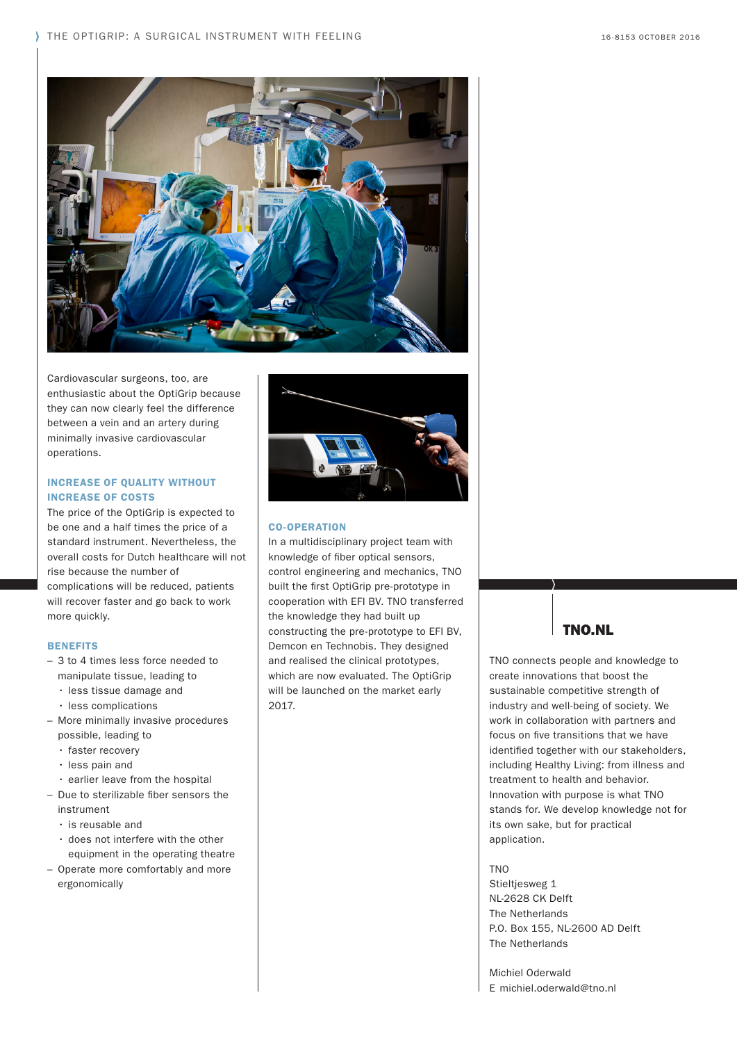Cardiovascular surgeons, too, are enthusiastic about the OptiGrip because they can now clearly feel the difference between a vein and an artery during minimally invasive cardiovascular operations.

### INCREASE OF QUALITY WITHOUT INCREASE OF COSTS

The price of the OptiGrip is expected to be one and a half times the price of a standard instrument. Nevertheless, the overall costs for Dutch healthcare will not rise because the number of complications will be reduced, patients will recover faster and go back to work more quickly.

### BENEFITS

- 3 to 4 times less force needed to manipulate tissue, leading to
  - less tissue damage and
  - less complications
- More minimally invasive procedures possible, leading to
  - faster recovery
  - less pain and
  - earlier leave from the hospital
- Due to sterilizable fiber sensors the instrument
  - is reusable and
  - does not interfere with the other equipment in the operating theatre
- Operate more comfortably and more ergonomically

### CO-OPERATION

In a multidisciplinary project team with knowledge of fiber optical sensors, control engineering and mechanics, TNO built the first OptiGrip pre-prototype in cooperation with EFI BV. TNO transferred the knowledge they had built up constructing the pre-prototype to EFI BV, Demcon en Technobis. They designed and realised the clinical prototypes, which are now evaluated. The OptiGrip will be launched on the market early 2017.

## TNO.NL

TNO connects people and knowledge to create innovations that boost the sustainable competitive strength of industry and well-being of society. We work in collaboration with partners and focus on five transitions that we have identified together with our stakeholders, including Healthy Living: from illness and treatment to health and behavior. Innovation with purpose is what TNO stands for. We develop knowledge not for its own sake, but for practical application.

TNO
Stieltjesweg 1
NL-2628 CK Delft
The Netherlands
P.O. Box 155, NL-2600 AD Delft
The Netherlands

Michiel Oderwald
E michiel.oderwald@tno.nl